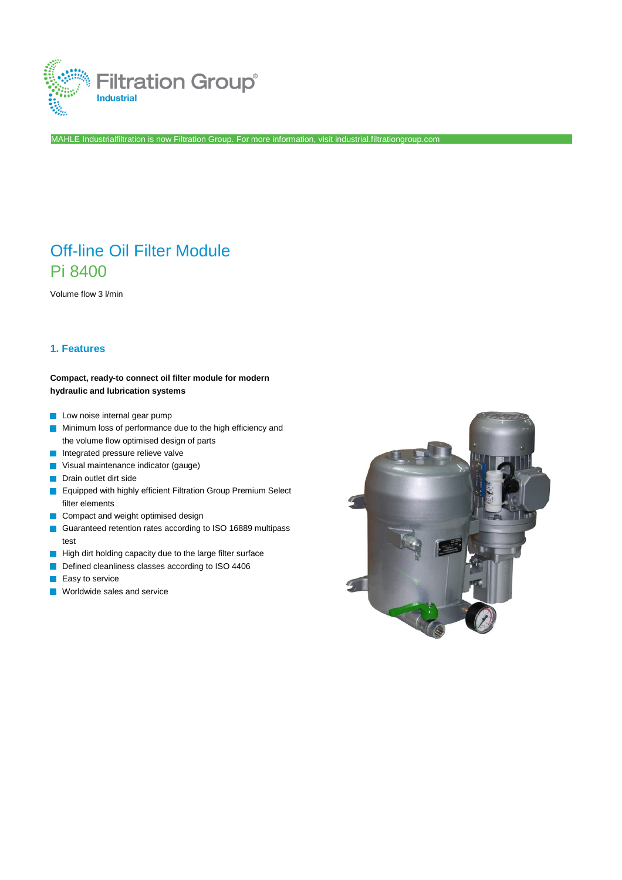Filtration Group Industrial

MAHLE Industrialfiltration is now Filtration Group. For more information, visit industrial.filtrationgroup.com

# Off-line Oil Filter Module
# Pi 8400

Volume flow 3 l/min

## 1. Features

**Compact, ready-to connect oil filter module for modern hydraulic and lubrication systems**

- Low noise internal gear pump
- Minimum loss of performance due to the high efficiency and the volume flow optimised design of parts
- Integrated pressure relieve valve
- Visual maintenance indicator (gauge)
- Drain outlet dirt side
- Equipped with highly efficient Filtration Group Premium Select filter elements
- Compact and weight optimised design
- Guaranteed retention rates according to ISO 16889 multipass test
- High dirt holding capacity due to the large filter surface
- Defined cleanliness classes according to ISO 4406
- Easy to service
- Worldwide sales and service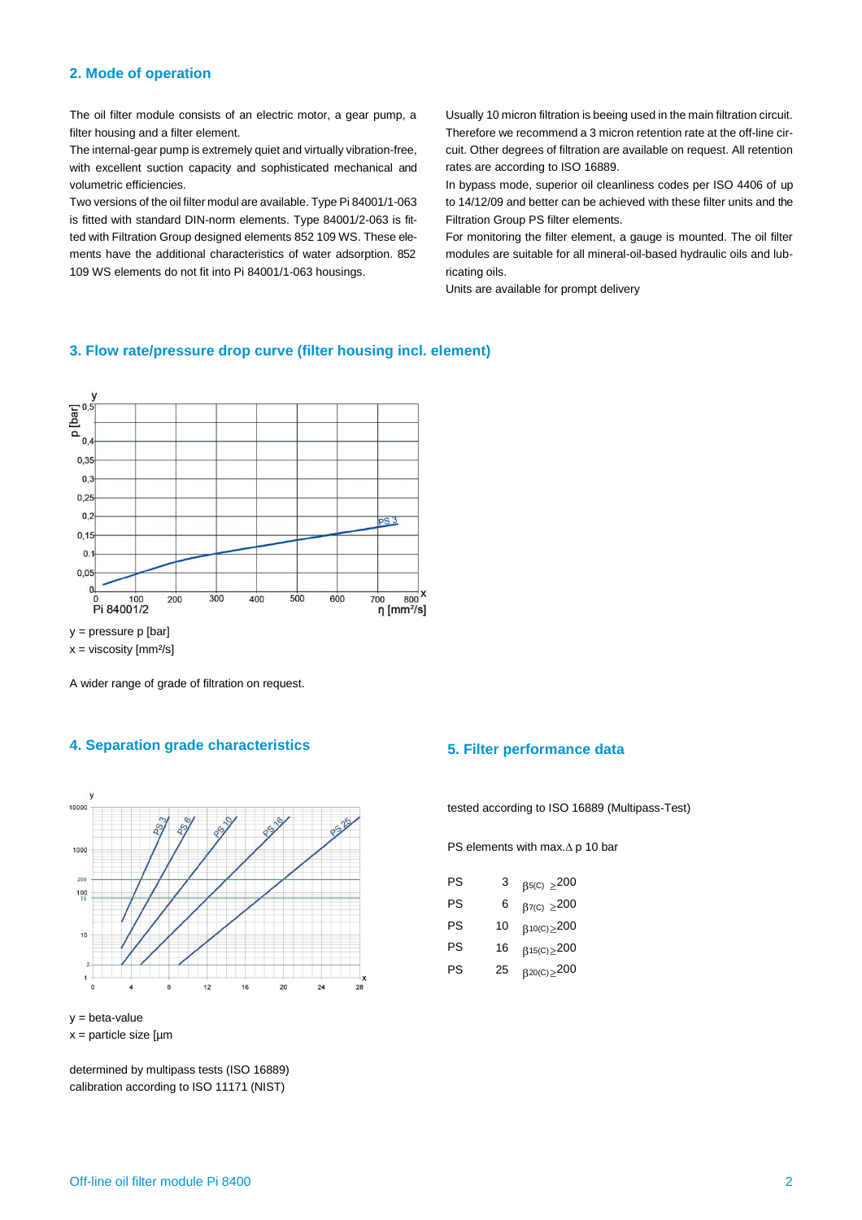## 2. Mode of operation

The oil filter module consists of an electric motor, a gear pump, a filter housing and a filter element.
The internal-gear pump is extremely quiet and virtually vibration-free, with excellent suction capacity and sophisticated mechanical and volumetric efficiencies.
Two versions of the oil filter modul are available. Type Pi 84001/1-063 is fitted with standard DIN-norm elements. Type 84001/2-063 is fitted with Filtration Group designed elements 852 109 WS. These elements have the additional characteristics of water adsorption. 852 109 WS elements do not fit into Pi 84001/1-063 housings.

Usually 10 micron filtration is beeing used in the main filtration circuit. Therefore we recommend a 3 micron retention rate at the off-line circuit. Other degrees of filtration are available on request. All retention rates are according to ISO 16889.
In bypass mode, superior oil cleanliness codes per ISO 4406 of up to 14/12/09 and better can be achieved with these filter units and the Filtration Group PS filter elements.
For monitoring the filter element, a gauge is mounted. The oil filter modules are suitable for all mineral-oil-based hydraulic oils and lubricating oils.
Units are available for prompt delivery

## 3. Flow rate/pressure drop curve (filter housing incl. element)

Pi 84001/2

y = pressure p [bar]
x = viscosity [mm²/s]

A wider range of grade of filtration on request.

## 4. Separation grade characteristics

y = beta-value
x = particle size [µm

determined by multipass tests (ISO 16889)
calibration according to ISO 11171 (NIST)

## 5. Filter performance data

tested according to ISO 16889 (Multipass-Test)

PS elements with max.Δ p 10 bar

| | | |
|---|---|---|
| PS | 3 | $\beta_{5(C)} \geq 200$ |
| PS | 6 | $\beta_{7(C)} \geq 200$ |
| PS | 10 | $\beta_{10(C)} \geq 200$ |
| PS | 16 | $\beta_{15(C)} \geq 200$ |
| PS | 25 | $\beta_{20(C)} \geq 200$ |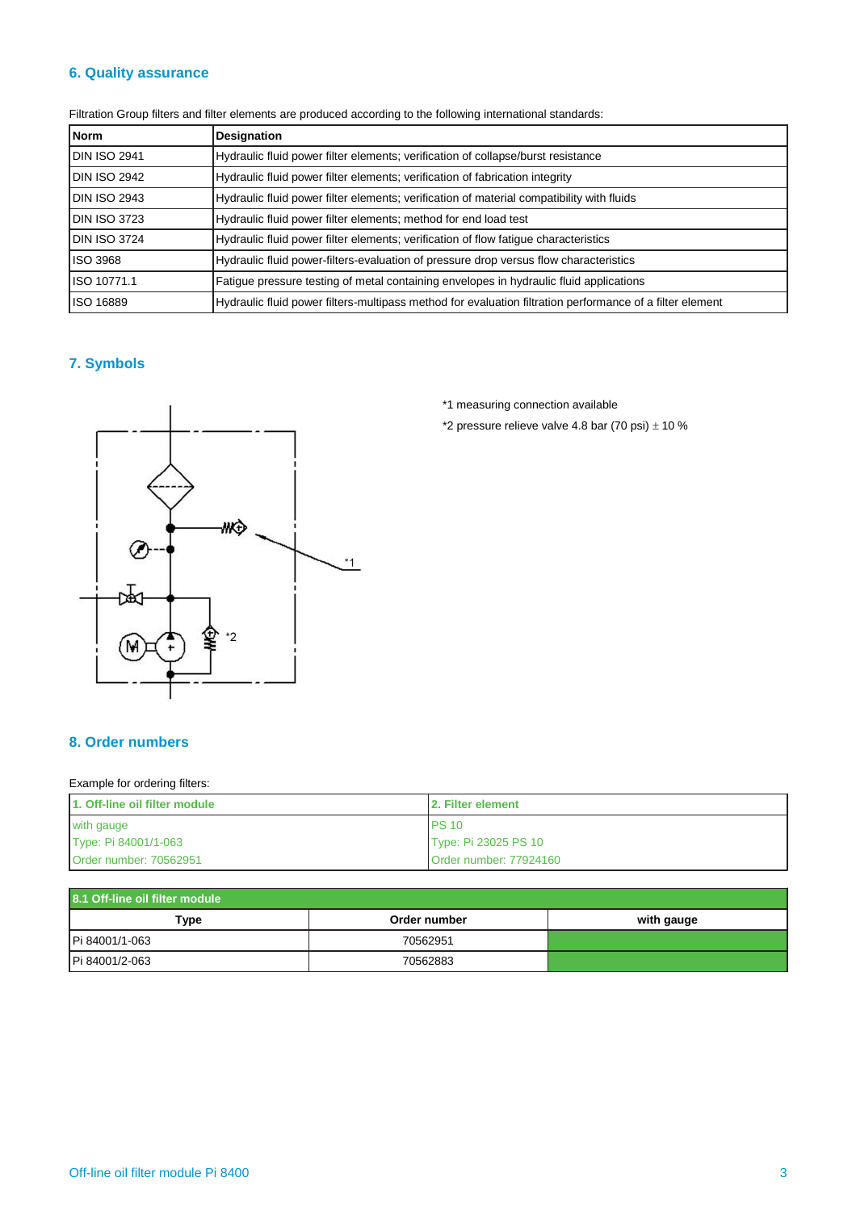## 6. Quality assurance

Filtration Group filters and filter elements are produced according to the following international standards:

| Norm | Designation |
|---|---|
| DIN ISO 2941 | Hydraulic fluid power filter elements; verification of collapse/burst resistance |
| DIN ISO 2942 | Hydraulic fluid power filter elements; verification of fabrication integrity |
| DIN ISO 2943 | Hydraulic fluid power filter elements; verification of material compatibility with fluids |
| DIN ISO 3723 | Hydraulic fluid power filter elements; method for end load test |
| DIN ISO 3724 | Hydraulic fluid power filter elements; verification of flow fatigue characteristics |
| ISO 3968 | Hydraulic fluid power-filters-evaluation of pressure drop versus flow characteristics |
| ISO 10771.1 | Fatigue pressure testing of metal containing envelopes in hydraulic fluid applications |
| ISO 16889 | Hydraulic fluid power filters-multipass method for evaluation filtration performance of a filter element |

## 7. Symbols

*1 measuring connection available

*2 pressure relieve valve 4.8 bar (70 psi) ± 10 %

## 8. Order numbers

Example for ordering filters:

| 1. Off-line oil filter module | 2. Filter element |
|---|---|
| with gauge<br>Type: Pi 84001/1-063<br>Order number: 70562951 | PS 10<br>Type: Pi 23025 PS 10<br>Order number: 77924160 |

**8.1 Off-line oil filter module**

| Type | Order number | with gauge |
|---|---|---|
| Pi 84001/1-063 | 70562951 | |
| Pi 84001/2-063 | 70562883 | |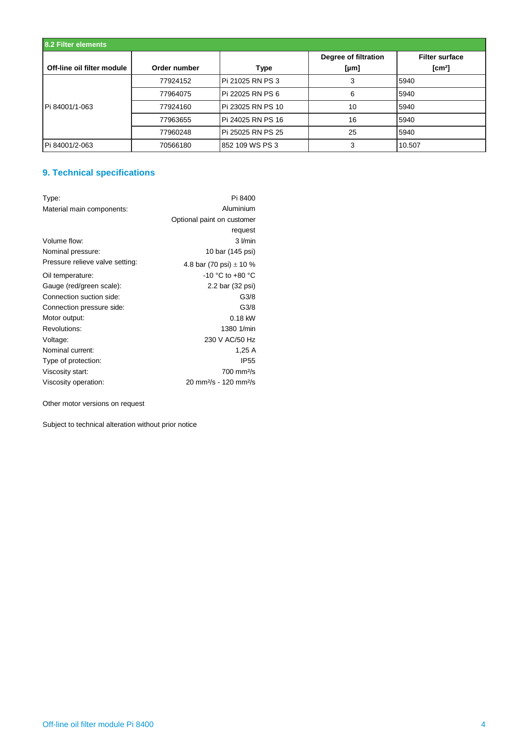## 8.2 Filter elements

| Off-line oil filter module | Order number | Type | Degree of filtration [µm] | Filter surface [cm²] |
|---|---|---|---|---|
| Pi 84001/1-063 | 77924152 | Pi 21025 RN PS 3 | 3 | 5940 |
| | 77964075 | Pi 22025 RN PS 6 | 6 | 5940 |
| | 77924160 | Pi 23025 RN PS 10 | 10 | 5940 |
| | 77963655 | Pi 24025 RN PS 16 | 16 | 5940 |
| | 77960248 | Pi 25025 RN PS 25 | 25 | 5940 |
| Pi 84001/2-063 | 70566180 | 852 109 WS PS 3 | 3 | 10.507 |

## 9. Technical specifications

| | |
|---|---|
| Type: | Pi 8400 |
| Material main components: | Aluminium<br>Optional paint on customer request |
| Volume flow: | 3 l/min |
| Nominal pressure: | 10 bar (145 psi) |
| Pressure relieve valve setting: | 4.8 bar (70 psi) ± 10 % |
| Oil temperature: | -10 °C to +80 °C |
| Gauge (red/green scale): | 2.2 bar (32 psi) |
| Connection suction side: | G3/8 |
| Connection pressure side: | G3/8 |
| Motor output: | 0.18 kW |
| Revolutions: | 1380 1/min |
| Voltage: | 230 V AC/50 Hz |
| Nominal current: | 1,25 A |
| Type of protection: | IP55 |
| Viscosity start: | 700 mm²/s |
| Viscosity operation: | 20 mm²/s - 120 mm²/s |

Other motor versions on request

Subject to technical alteration without prior notice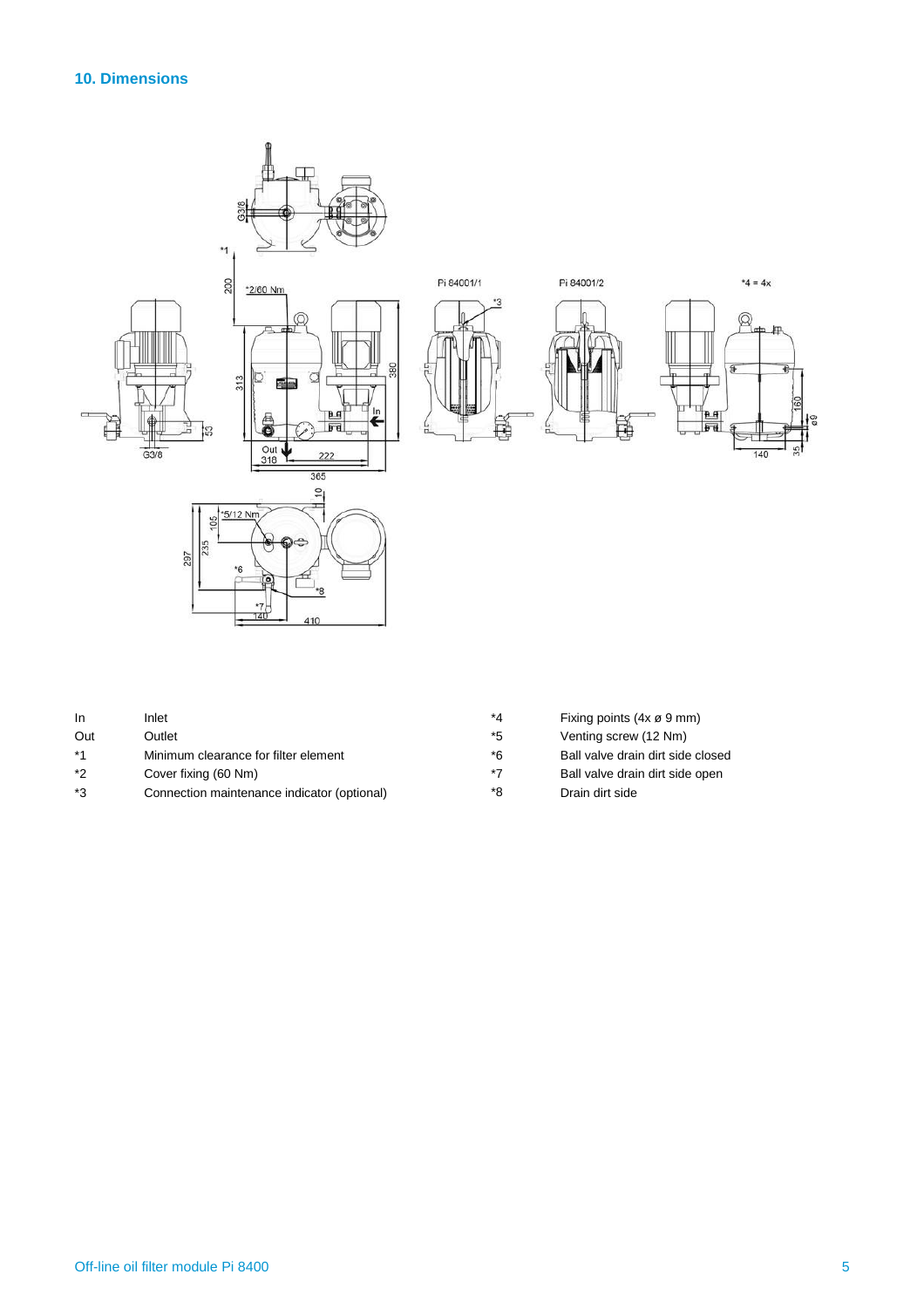## 10. Dimensions

| | | | |
|---|---|---|---|
| In | Inlet | *4 | Fixing points (4x ø 9 mm) |
| Out | Outlet | *5 | Venting screw (12 Nm) |
| *1 | Minimum clearance for filter element | *6 | Ball valve drain dirt side closed |
| *2 | Cover fixing (60 Nm) | *7 | Ball valve drain dirt side open |
| *3 | Connection maintenance indicator (optional) | *8 | Drain dirt side |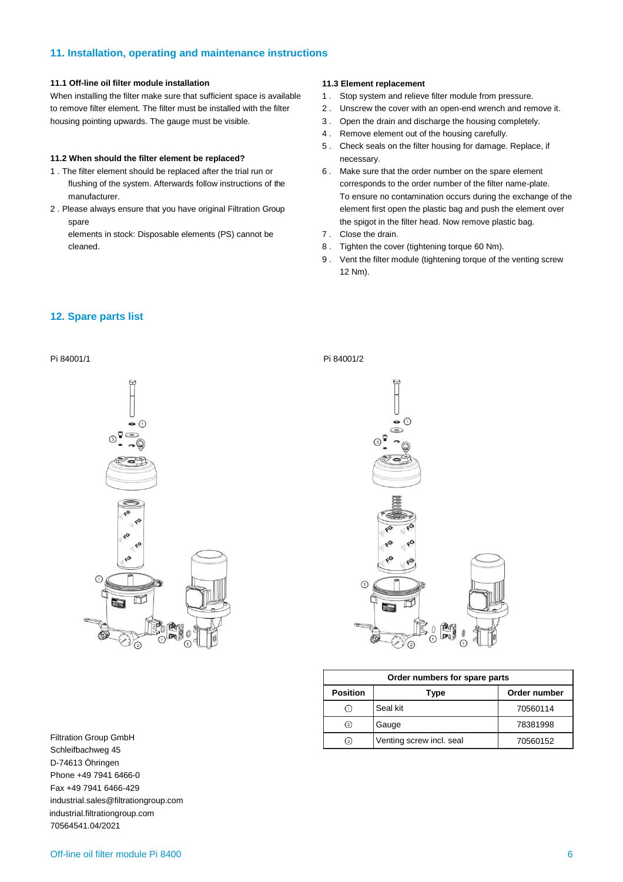## 11. Installation, operating and maintenance instructions

### 11.1 Off-line oil filter module installation

When installing the filter make sure that sufficient space is available to remove filter element. The filter must be installed with the filter housing pointing upwards. The gauge must be visible.

### 11.2 When should the filter element be replaced?

1. The filter element should be replaced after the trial run or flushing of the system. Afterwards follow instructions of the manufacturer.
2. Please always ensure that you have original Filtration Group spare elements in stock: Disposable elements (PS) cannot be cleaned.

### 11.3 Element replacement

1. Stop system and relieve filter module from pressure.
2. Unscrew the cover with an open-end wrench and remove it.
3. Open the drain and discharge the housing completely.
4. Remove element out of the housing carefully.
5. Check seals on the filter housing for damage. Replace, if necessary.
6. Make sure that the order number on the spare element corresponds to the order number of the filter name-plate. To ensure no contamination occurs during the exchange of the element first open the plastic bag and push the element over the spigot in the filter head. Now remove plastic bag.
7. Close the drain.
8. Tighten the cover (tightening torque 60 Nm).
9. Vent the filter module (tightening torque of the venting screw 12 Nm).

## 12. Spare parts list

Pi 84001/1

Pi 84001/2

| Order numbers for spare parts | | |
|---|---|---|
| **Position** | **Type** | **Order number** |
| ① | Seal kit | 70560114 |
| ② | Gauge | 78381998 |
| ③ | Venting screw incl. seal | 70560152 |

Filtration Group GmbH
Schleifbachweg 45
D-74613 Öhringen
Phone +49 7941 6466-0
Fax +49 7941 6466-429
industrial.sales@filtrationgroup.com
industrial.filtrationgroup.com
70564541.04/2021